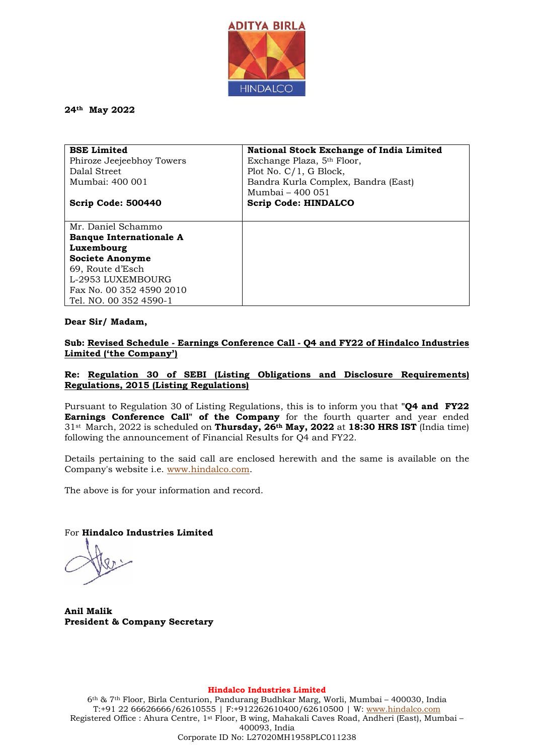24th May 2022

| **BSE Limited**<br>Phiroze Jeejeebhoy Towers<br>Dalal Street<br>Mumbai: 400 001<br><br>**Scrip Code: 500440** | **National Stock Exchange of India Limited**<br>Exchange Plaza, 5th Floor,<br>Plot No. C/1, G Block,<br>Bandra Kurla Complex, Bandra (East)<br>Mumbai – 400 051<br>**Scrip Code: HINDALCO** |
|---|---|
| Mr. Daniel Schammo<br>**Banque Internationale A Luxembourg**<br>**Societe Anonyme**<br>69, Route d'Esch<br>L-2953 LUXEMBOURG<br>Fax No. 00 352 4590 2010<br>Tel. NO. 00 352 4590-1 | |

**Dear Sir/ Madam,**

**Sub: Revised Schedule - Earnings Conference Call - Q4 and FY22 of Hindalco Industries Limited ('the Company')**

**Re: Regulation 30 of SEBI (Listing Obligations and Disclosure Requirements) Regulations, 2015 (Listing Regulations)**

Pursuant to Regulation 30 of Listing Regulations, this is to inform you that "**Q4 and FY22 Earnings Conference Call" of the Company** for the fourth quarter and year ended 31st March, 2022 is scheduled on **Thursday, 26th May, 2022** at **18:30 HRS IST** (India time) following the announcement of Financial Results for Q4 and FY22.

Details pertaining to the said call are enclosed herewith and the same is available on the Company's website i.e. www.hindalco.com.

The above is for your information and record.

For **Hindalco Industries Limited**

**Anil Malik**
**President & Company Secretary**

**Hindalco Industries Limited**
6th & 7th Floor, Birla Centurion, Pandurang Budhkar Marg, Worli, Mumbai – 400030, India
T:+91 22 66626666/62610555 | F:+912262610400/62610500 | W: www.hindalco.com
Registered Office : Ahura Centre, 1st Floor, B wing, Mahakali Caves Road, Andheri (East), Mumbai – 400093, India
Corporate ID No: L27020MH1958PLC011238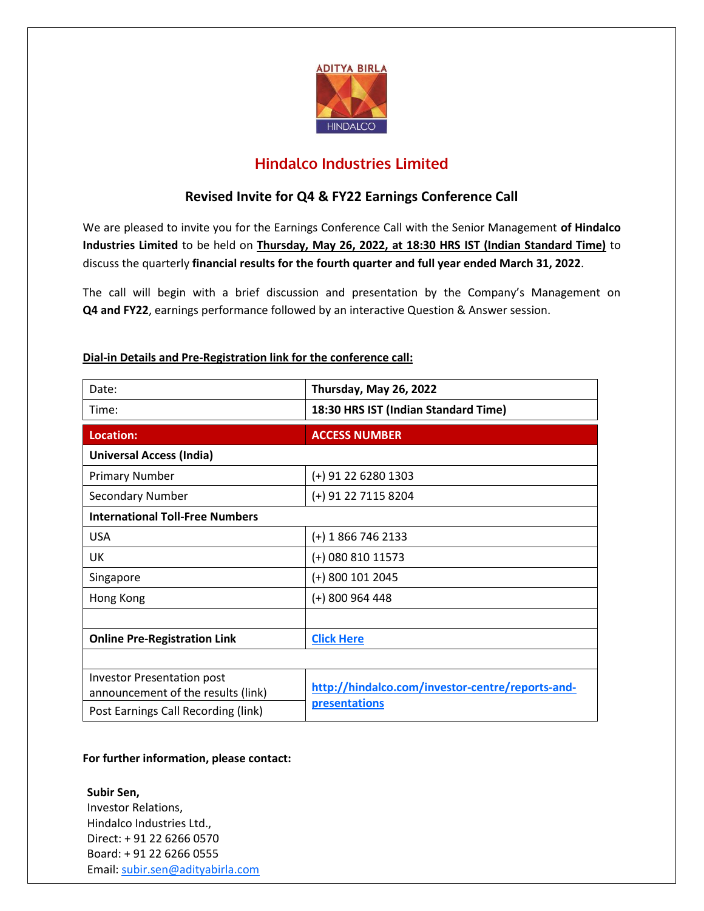# Hindalco Industries Limited

## Revised Invite for Q4 & FY22 Earnings Conference Call

We are pleased to invite you for the Earnings Conference Call with the Senior Management **of Hindalco Industries Limited** to be held on **Thursday, May 26, 2022, at 18:30 HRS IST (Indian Standard Time)** to discuss the quarterly **financial results for the fourth quarter and full year ended March 31, 2022**.

The call will begin with a brief discussion and presentation by the Company's Management on **Q4 and FY22**, earnings performance followed by an interactive Question & Answer session.

**Dial-in Details and Pre-Registration link for the conference call:**

| | |
|---|---|
| Date: | **Thursday, May 26, 2022** |
| Time: | **18:30 HRS IST (Indian Standard Time)** |
| **Location:** | **ACCESS NUMBER** |
| **Universal Access (India)** | |
| Primary Number | (+) 91 22 6280 1303 |
| Secondary Number | (+) 91 22 7115 8204 |
| **International Toll-Free Numbers** | |
| USA | (+) 1 866 746 2133 |
| UK | (+) 080 810 11573 |
| Singapore | (+) 800 101 2045 |
| Hong Kong | (+) 800 964 448 |
| | |
| **Online Pre-Registration Link** | **Click Here** |
| | |
| Investor Presentation post announcement of the results (link) | **http://hindalco.com/investor-centre/reports-and-presentations** |
| Post Earnings Call Recording (link) | |

**For further information, please contact:**

**Subir Sen,**
Investor Relations,
Hindalco Industries Ltd.,
Direct: + 91 22 6266 0570
Board: + 91 22 6266 0555
Email: subir.sen@adityabirla.com